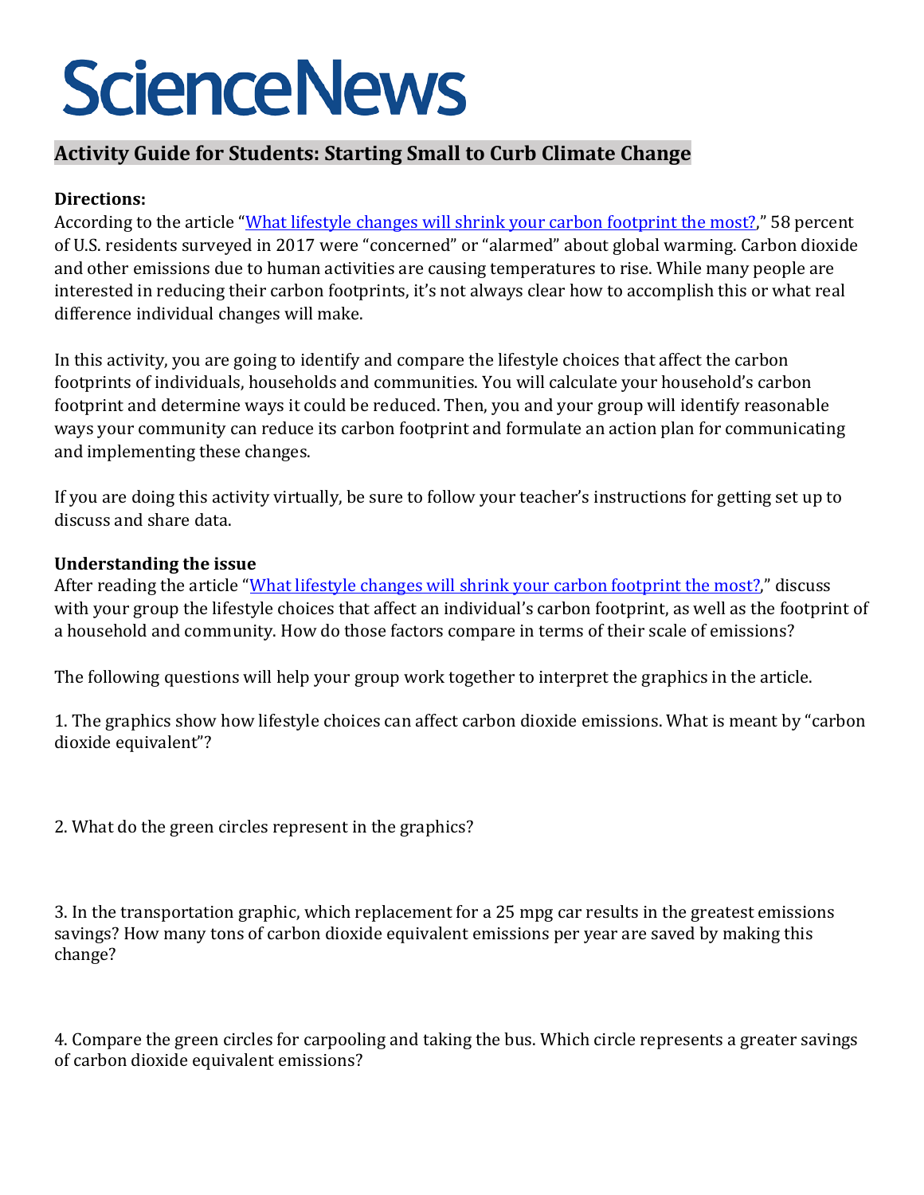# ScienceNews

## Activity Guide for Students: Starting Small to Curb Climate Change

**Directions:**
According to the article "[What lifestyle changes will shrink your carbon footprint the most?](#)," 58 percent of U.S. residents surveyed in 2017 were "concerned" or "alarmed" about global warming. Carbon dioxide and other emissions due to human activities are causing temperatures to rise. While many people are interested in reducing their carbon footprints, it's not always clear how to accomplish this or what real difference individual changes will make.

In this activity, you are going to identify and compare the lifestyle choices that affect the carbon footprints of individuals, households and communities. You will calculate your household's carbon footprint and determine ways it could be reduced. Then, you and your group will identify reasonable ways your community can reduce its carbon footprint and formulate an action plan for communicating and implementing these changes.

If you are doing this activity virtually, be sure to follow your teacher's instructions for getting set up to discuss and share data.

**Understanding the issue**
After reading the article "[What lifestyle changes will shrink your carbon footprint the most?](#)," discuss with your group the lifestyle choices that affect an individual's carbon footprint, as well as the footprint of a household and community. How do those factors compare in terms of their scale of emissions?

The following questions will help your group work together to interpret the graphics in the article.

1. The graphics show how lifestyle choices can affect carbon dioxide emissions. What is meant by "carbon dioxide equivalent"?

2. What do the green circles represent in the graphics?

3. In the transportation graphic, which replacement for a 25 mpg car results in the greatest emissions savings? How many tons of carbon dioxide equivalent emissions per year are saved by making this change?

4. Compare the green circles for carpooling and taking the bus. Which circle represents a greater savings of carbon dioxide equivalent emissions?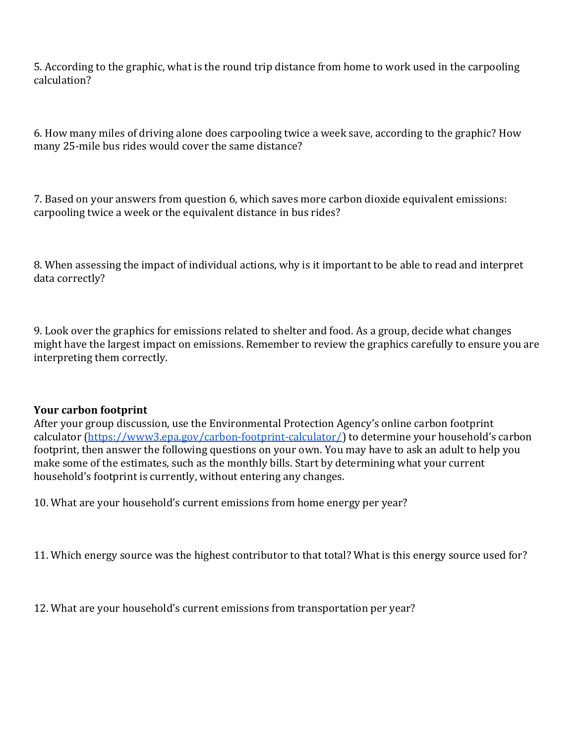5. According to the graphic, what is the round trip distance from home to work used in the carpooling calculation?

6. How many miles of driving alone does carpooling twice a week save, according to the graphic? How many 25-mile bus rides would cover the same distance?

7. Based on your answers from question 6, which saves more carbon dioxide equivalent emissions: carpooling twice a week or the equivalent distance in bus rides?

8. When assessing the impact of individual actions, why is it important to be able to read and interpret data correctly?

9. Look over the graphics for emissions related to shelter and food. As a group, decide what changes might have the largest impact on emissions. Remember to review the graphics carefully to ensure you are interpreting them correctly.

**Your carbon footprint**

After your group discussion, use the Environmental Protection Agency's online carbon footprint calculator ([https://www3.epa.gov/carbon-footprint-calculator/](https://www3.epa.gov/carbon-footprint-calculator/)) to determine your household's carbon footprint, then answer the following questions on your own. You may have to ask an adult to help you make some of the estimates, such as the monthly bills. Start by determining what your current household's footprint is currently, without entering any changes.

10. What are your household's current emissions from home energy per year?

11. Which energy source was the highest contributor to that total? What is this energy source used for?

12. What are your household's current emissions from transportation per year?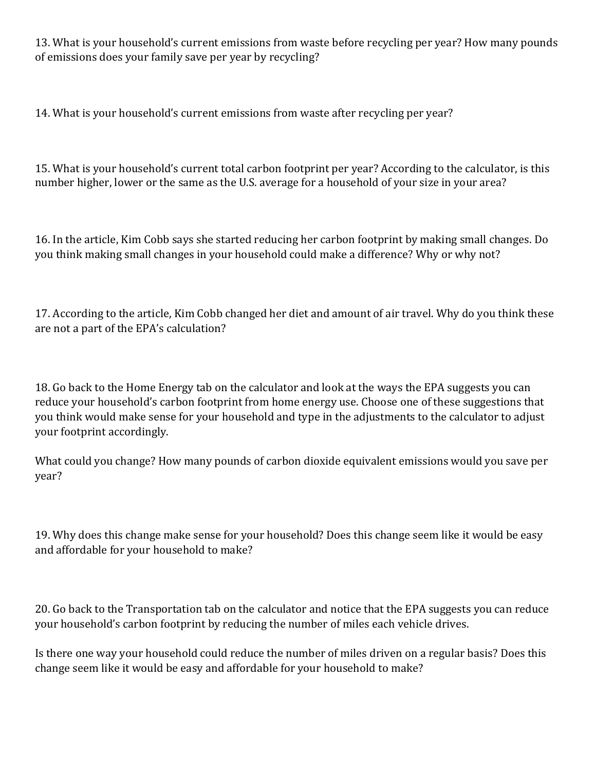13. What is your household's current emissions from waste before recycling per year? How many pounds of emissions does your family save per year by recycling?

14. What is your household's current emissions from waste after recycling per year?

15. What is your household's current total carbon footprint per year? According to the calculator, is this number higher, lower or the same as the U.S. average for a household of your size in your area?

16. In the article, Kim Cobb says she started reducing her carbon footprint by making small changes. Do you think making small changes in your household could make a difference? Why or why not?

17. According to the article, Kim Cobb changed her diet and amount of air travel. Why do you think these are not a part of the EPA's calculation?

18. Go back to the Home Energy tab on the calculator and look at the ways the EPA suggests you can reduce your household's carbon footprint from home energy use. Choose one of these suggestions that you think would make sense for your household and type in the adjustments to the calculator to adjust your footprint accordingly.

What could you change? How many pounds of carbon dioxide equivalent emissions would you save per year?

19. Why does this change make sense for your household? Does this change seem like it would be easy and affordable for your household to make?

20. Go back to the Transportation tab on the calculator and notice that the EPA suggests you can reduce your household's carbon footprint by reducing the number of miles each vehicle drives.

Is there one way your household could reduce the number of miles driven on a regular basis? Does this change seem like it would be easy and affordable for your household to make?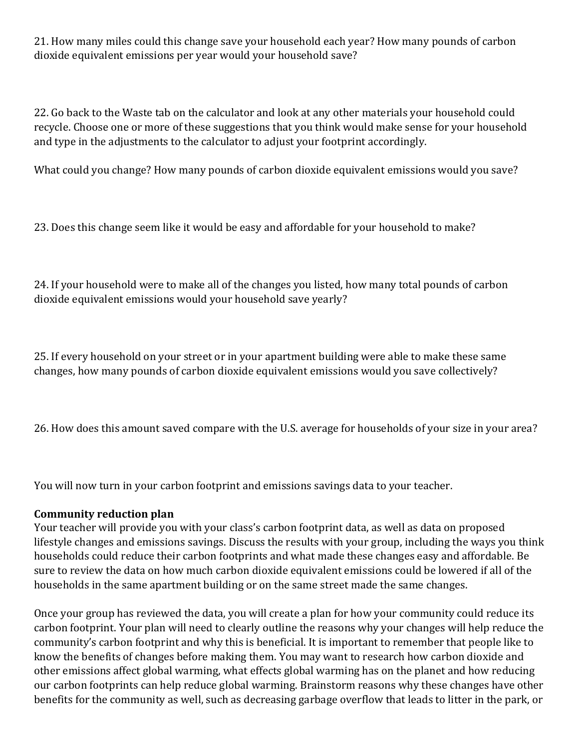21. How many miles could this change save your household each year? How many pounds of carbon dioxide equivalent emissions per year would your household save?

22. Go back to the Waste tab on the calculator and look at any other materials your household could recycle. Choose one or more of these suggestions that you think would make sense for your household and type in the adjustments to the calculator to adjust your footprint accordingly.

What could you change? How many pounds of carbon dioxide equivalent emissions would you save?

23. Does this change seem like it would be easy and affordable for your household to make?

24. If your household were to make all of the changes you listed, how many total pounds of carbon dioxide equivalent emissions would your household save yearly?

25. If every household on your street or in your apartment building were able to make these same changes, how many pounds of carbon dioxide equivalent emissions would you save collectively?

26. How does this amount saved compare with the U.S. average for households of your size in your area?

You will now turn in your carbon footprint and emissions savings data to your teacher.

**Community reduction plan**

Your teacher will provide you with your class's carbon footprint data, as well as data on proposed lifestyle changes and emissions savings. Discuss the results with your group, including the ways you think households could reduce their carbon footprints and what made these changes easy and affordable. Be sure to review the data on how much carbon dioxide equivalent emissions could be lowered if all of the households in the same apartment building or on the same street made the same changes.

Once your group has reviewed the data, you will create a plan for how your community could reduce its carbon footprint. Your plan will need to clearly outline the reasons why your changes will help reduce the community's carbon footprint and why this is beneficial. It is important to remember that people like to know the benefits of changes before making them. You may want to research how carbon dioxide and other emissions affect global warming, what effects global warming has on the planet and how reducing our carbon footprints can help reduce global warming. Brainstorm reasons why these changes have other benefits for the community as well, such as decreasing garbage overflow that leads to litter in the park, or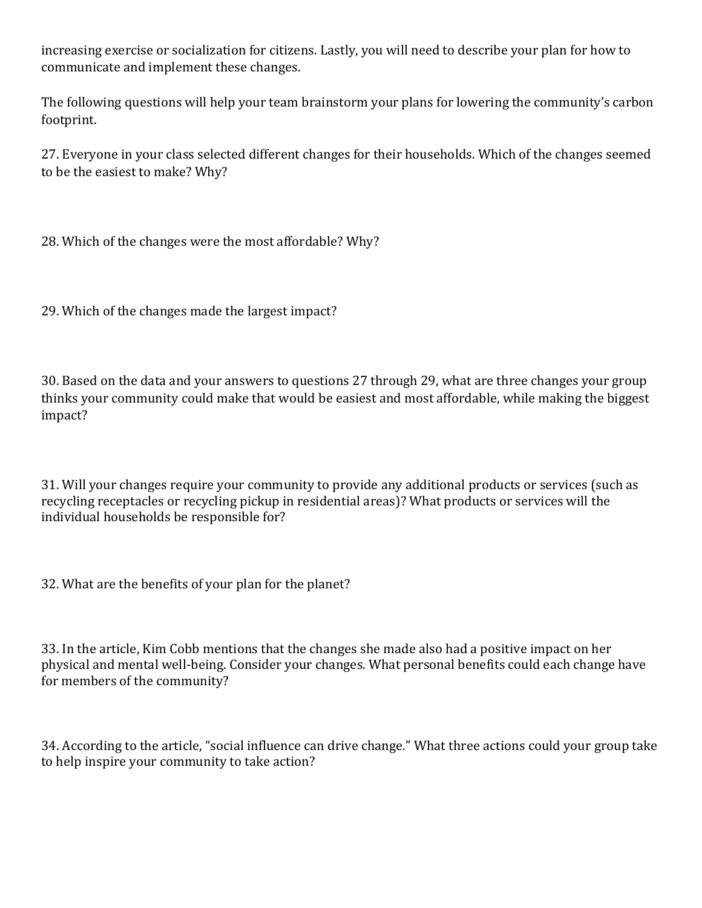increasing exercise or socialization for citizens. Lastly, you will need to describe your plan for how to communicate and implement these changes.

The following questions will help your team brainstorm your plans for lowering the community's carbon footprint.

27. Everyone in your class selected different changes for their households. Which of the changes seemed to be the easiest to make? Why?

28. Which of the changes were the most affordable? Why?

29. Which of the changes made the largest impact?

30. Based on the data and your answers to questions 27 through 29, what are three changes your group thinks your community could make that would be easiest and most affordable, while making the biggest impact?

31. Will your changes require your community to provide any additional products or services (such as recycling receptacles or recycling pickup in residential areas)? What products or services will the individual households be responsible for?

32. What are the benefits of your plan for the planet?

33. In the article, Kim Cobb mentions that the changes she made also had a positive impact on her physical and mental well-being. Consider your changes. What personal benefits could each change have for members of the community?

34. According to the article, "social influence can drive change." What three actions could your group take to help inspire your community to take action?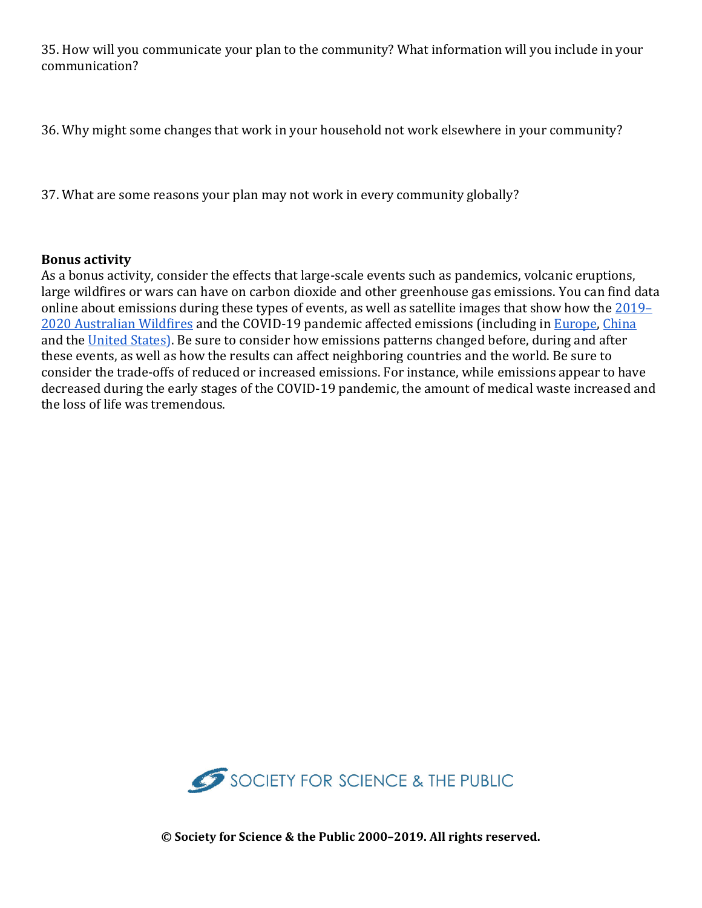35. How will you communicate your plan to the community? What information will you include in your communication?

36. Why might some changes that work in your household not work elsewhere in your community?

37. What are some reasons your plan may not work in every community globally?

**Bonus activity**

As a bonus activity, consider the effects that large-scale events such as pandemics, volcanic eruptions, large wildfires or wars can have on carbon dioxide and other greenhouse gas emissions. You can find data online about emissions during these types of events, as well as satellite images that show how the 2019–2020 Australian Wildfires and the COVID-19 pandemic affected emissions (including in Europe, China and the United States). Be sure to consider how emissions patterns changed before, during and after these events, as well as how the results can affect neighboring countries and the world. Be sure to consider the trade-offs of reduced or increased emissions. For instance, while emissions appear to have decreased during the early stages of the COVID-19 pandemic, the amount of medical waste increased and the loss of life was tremendous.

SOCIETY FOR SCIENCE & THE PUBLIC

**© Society for Science & the Public 2000–2019. All rights reserved.**